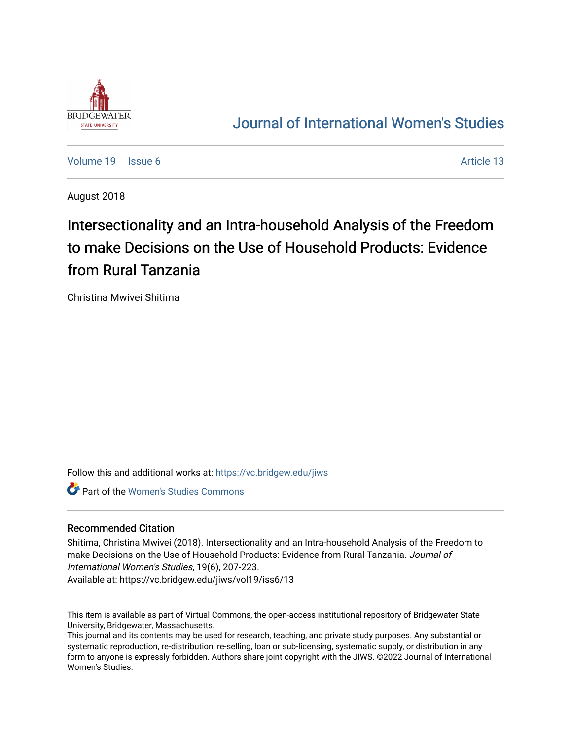Journal of International Women's Studies

Volume 19 | Issue 6 | Article 13

August 2018

# Intersectionality and an Intra-household Analysis of the Freedom to make Decisions on the Use of Household Products: Evidence from Rural Tanzania

Christina Mwivei Shitima

Follow this and additional works at: https://vc.bridgew.edu/jiws

Part of the Women's Studies Commons

## Recommended Citation

Shitima, Christina Mwivei (2018). Intersectionality and an Intra-household Analysis of the Freedom to make Decisions on the Use of Household Products: Evidence from Rural Tanzania. *Journal of International Women's Studies*, 19(6), 207-223.
Available at: https://vc.bridgew.edu/jiws/vol19/iss6/13

This item is available as part of Virtual Commons, the open-access institutional repository of Bridgewater State University, Bridgewater, Massachusetts.
This journal and its contents may be used for research, teaching, and private study purposes. Any substantial or systematic reproduction, re-distribution, re-selling, loan or sub-licensing, systematic supply, or distribution in any form to anyone is expressly forbidden. Authors share joint copyright with the JIWS. ©2022 Journal of International Women's Studies.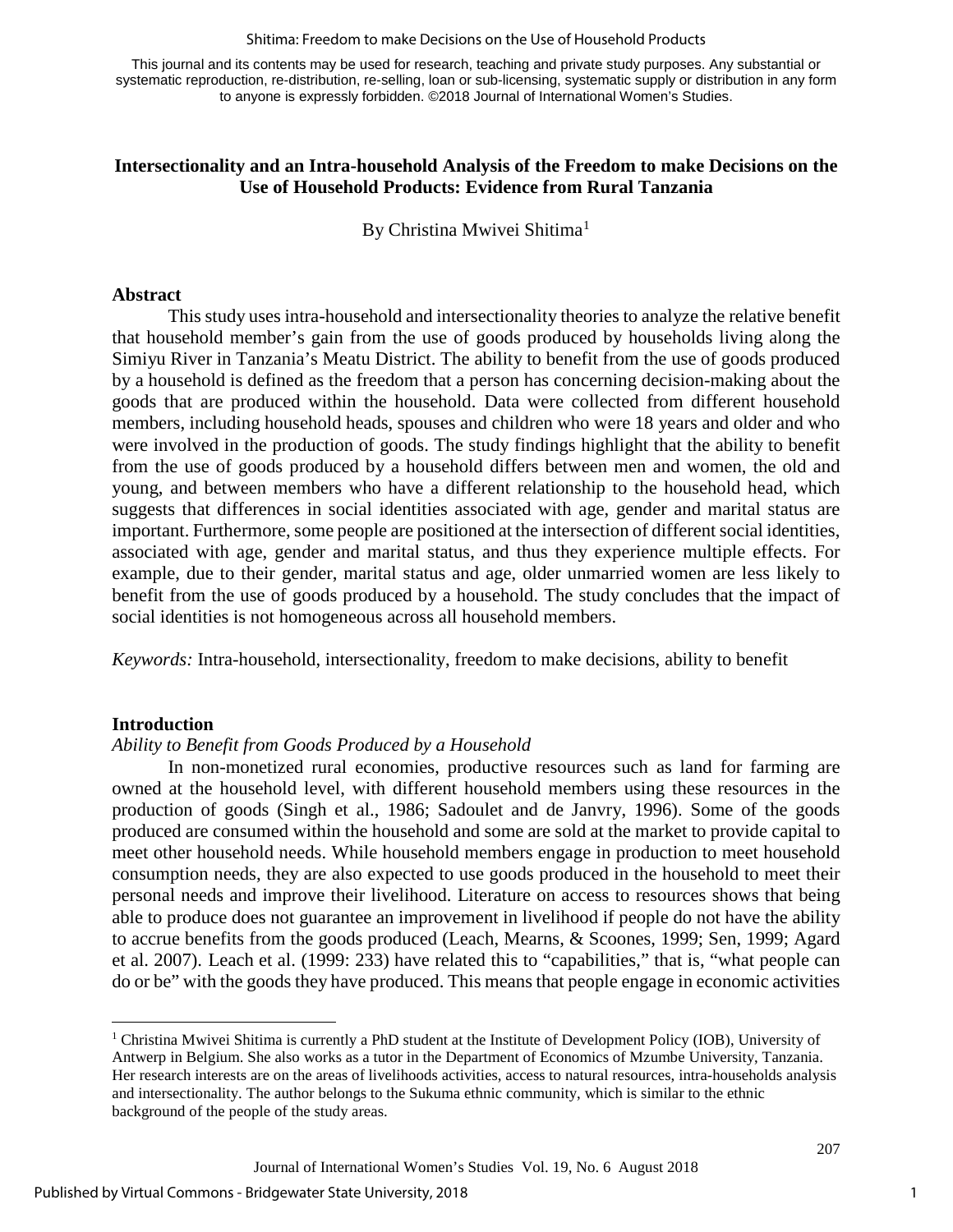This journal and its contents may be used for research, teaching and private study purposes. Any substantial or systematic reproduction, re-distribution, re-selling, loan or sub-licensing, systematic supply or distribution in any form to anyone is expressly forbidden. ©2018 Journal of International Women's Studies.

# Intersectionality and an Intra-household Analysis of the Freedom to make Decisions on the Use of Household Products: Evidence from Rural Tanzania

By Christina Mwivei Shitima[1]

## Abstract

This study uses intra-household and intersectionality theories to analyze the relative benefit that household member's gain from the use of goods produced by households living along the Simiyu River in Tanzania's Meatu District. The ability to benefit from the use of goods produced by a household is defined as the freedom that a person has concerning decision-making about the goods that are produced within the household. Data were collected from different household members, including household heads, spouses and children who were 18 years and older and who were involved in the production of goods. The study findings highlight that the ability to benefit from the use of goods produced by a household differs between men and women, the old and young, and between members who have a different relationship to the household head, which suggests that differences in social identities associated with age, gender and marital status are important. Furthermore, some people are positioned at the intersection of different social identities, associated with age, gender and marital status, and thus they experience multiple effects. For example, due to their gender, marital status and age, older unmarried women are less likely to benefit from the use of goods produced by a household. The study concludes that the impact of social identities is not homogeneous across all household members.

*Keywords:* Intra-household, intersectionality, freedom to make decisions, ability to benefit

## Introduction

### *Ability to Benefit from Goods Produced by a Household*

In non-monetized rural economies, productive resources such as land for farming are owned at the household level, with different household members using these resources in the production of goods (Singh et al., 1986; Sadoulet and de Janvry, 1996). Some of the goods produced are consumed within the household and some are sold at the market to provide capital to meet other household needs. While household members engage in production to meet household consumption needs, they are also expected to use goods produced in the household to meet their personal needs and improve their livelihood. Literature on access to resources shows that being able to produce does not guarantee an improvement in livelihood if people do not have the ability to accrue benefits from the goods produced (Leach, Mearns, & Scoones, 1999; Sen, 1999; Agard et al. 2007). Leach et al. (1999: 233) have related this to "capabilities," that is, "what people can do or be" with the goods they have produced. This means that people engage in economic activities

[1] Christina Mwivei Shitima is currently a PhD student at the Institute of Development Policy (IOB), University of Antwerp in Belgium. She also works as a tutor in the Department of Economics of Mzumbe University, Tanzania. Her research interests are on the areas of livelihoods activities, access to natural resources, intra-households analysis and intersectionality. The author belongs to the Sukuma ethnic community, which is similar to the ethnic background of the people of the study areas.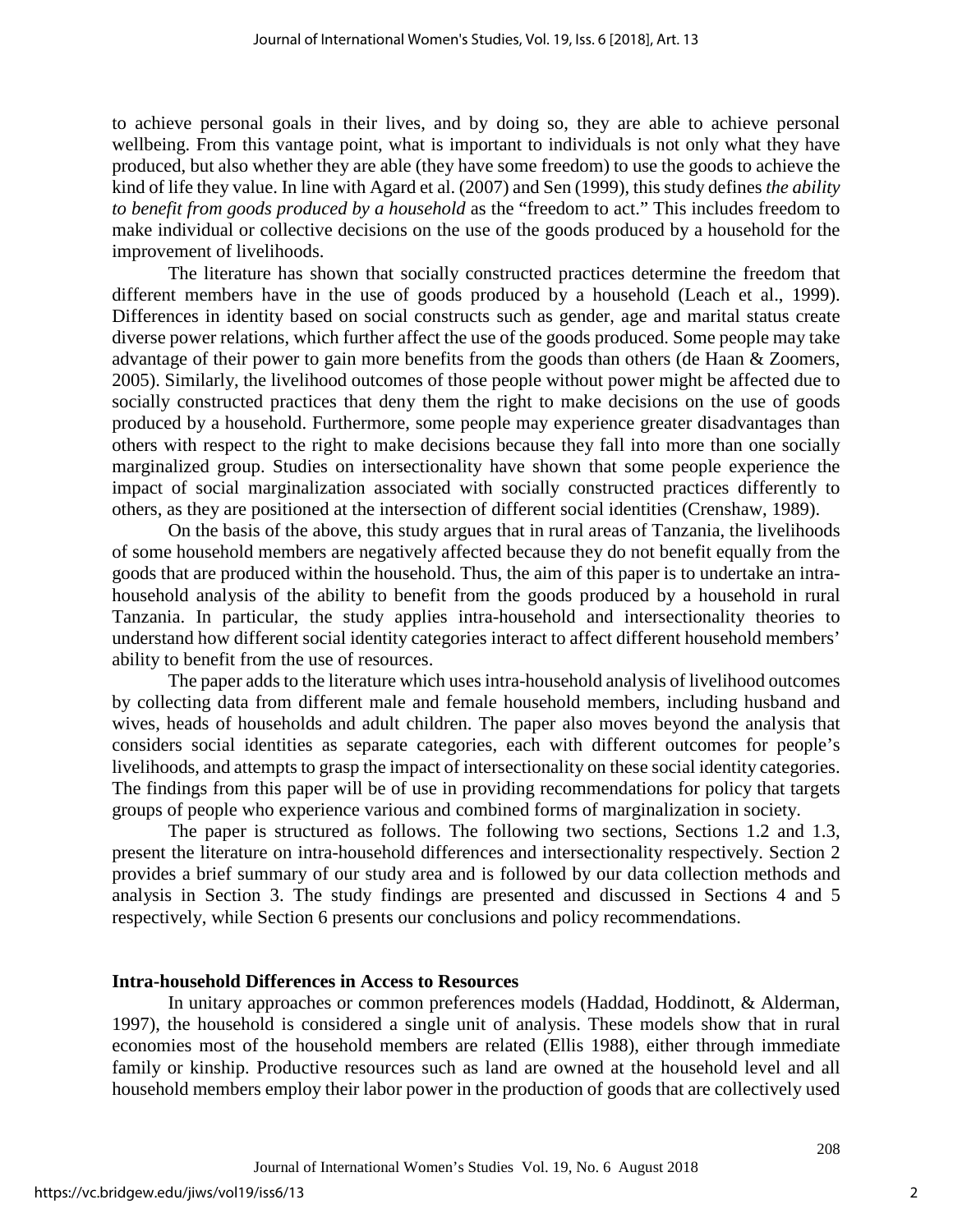to achieve personal goals in their lives, and by doing so, they are able to achieve personal wellbeing. From this vantage point, what is important to individuals is not only what they have produced, but also whether they are able (they have some freedom) to use the goods to achieve the kind of life they value. In line with Agard et al. (2007) and Sen (1999), this study defines *the ability to benefit from goods produced by a household* as the "freedom to act." This includes freedom to make individual or collective decisions on the use of the goods produced by a household for the improvement of livelihoods.

The literature has shown that socially constructed practices determine the freedom that different members have in the use of goods produced by a household (Leach et al., 1999). Differences in identity based on social constructs such as gender, age and marital status create diverse power relations, which further affect the use of the goods produced. Some people may take advantage of their power to gain more benefits from the goods than others (de Haan & Zoomers, 2005). Similarly, the livelihood outcomes of those people without power might be affected due to socially constructed practices that deny them the right to make decisions on the use of goods produced by a household. Furthermore, some people may experience greater disadvantages than others with respect to the right to make decisions because they fall into more than one socially marginalized group. Studies on intersectionality have shown that some people experience the impact of social marginalization associated with socially constructed practices differently to others, as they are positioned at the intersection of different social identities (Crenshaw, 1989).

On the basis of the above, this study argues that in rural areas of Tanzania, the livelihoods of some household members are negatively affected because they do not benefit equally from the goods that are produced within the household. Thus, the aim of this paper is to undertake an intra-household analysis of the ability to benefit from the goods produced by a household in rural Tanzania. In particular, the study applies intra-household and intersectionality theories to understand how different social identity categories interact to affect different household members' ability to benefit from the use of resources.

The paper adds to the literature which uses intra-household analysis of livelihood outcomes by collecting data from different male and female household members, including husband and wives, heads of households and adult children. The paper also moves beyond the analysis that considers social identities as separate categories, each with different outcomes for people's livelihoods, and attempts to grasp the impact of intersectionality on these social identity categories. The findings from this paper will be of use in providing recommendations for policy that targets groups of people who experience various and combined forms of marginalization in society.

The paper is structured as follows. The following two sections, Sections 1.2 and 1.3, present the literature on intra-household differences and intersectionality respectively. Section 2 provides a brief summary of our study area and is followed by our data collection methods and analysis in Section 3. The study findings are presented and discussed in Sections 4 and 5 respectively, while Section 6 presents our conclusions and policy recommendations.

### Intra-household Differences in Access to Resources

In unitary approaches or common preferences models (Haddad, Hoddinott, & Alderman, 1997), the household is considered a single unit of analysis. These models show that in rural economies most of the household members are related (Ellis 1988), either through immediate family or kinship. Productive resources such as land are owned at the household level and all household members employ their labor power in the production of goods that are collectively used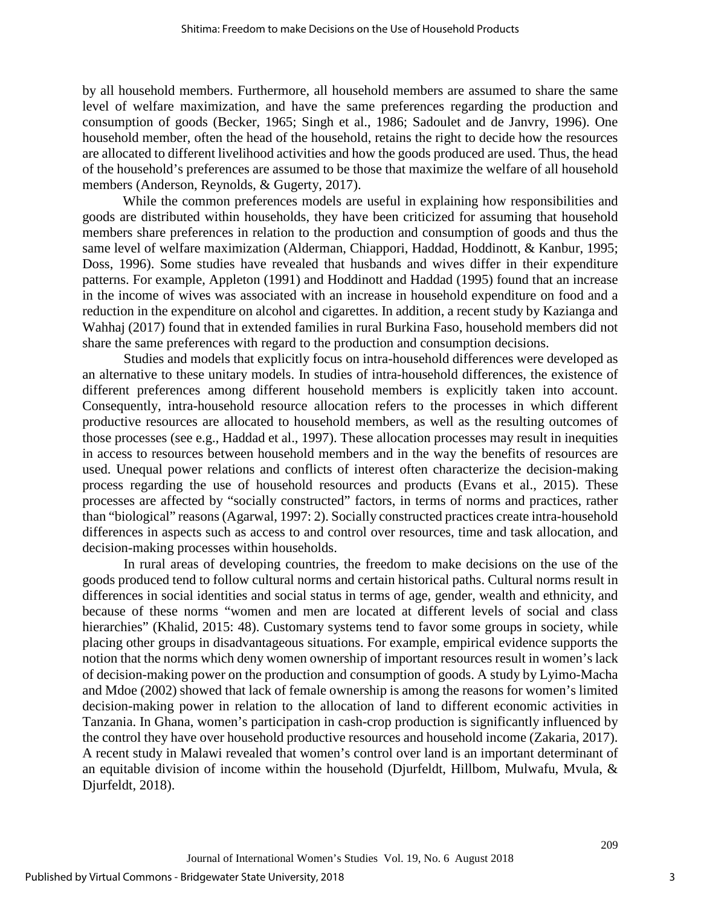by all household members. Furthermore, all household members are assumed to share the same level of welfare maximization, and have the same preferences regarding the production and consumption of goods (Becker, 1965; Singh et al., 1986; Sadoulet and de Janvry, 1996). One household member, often the head of the household, retains the right to decide how the resources are allocated to different livelihood activities and how the goods produced are used. Thus, the head of the household's preferences are assumed to be those that maximize the welfare of all household members (Anderson, Reynolds, & Gugerty, 2017).

While the common preferences models are useful in explaining how responsibilities and goods are distributed within households, they have been criticized for assuming that household members share preferences in relation to the production and consumption of goods and thus the same level of welfare maximization (Alderman, Chiappori, Haddad, Hoddinott, & Kanbur, 1995; Doss, 1996). Some studies have revealed that husbands and wives differ in their expenditure patterns. For example, Appleton (1991) and Hoddinott and Haddad (1995) found that an increase in the income of wives was associated with an increase in household expenditure on food and a reduction in the expenditure on alcohol and cigarettes. In addition, a recent study by Kazianga and Wahhaj (2017) found that in extended families in rural Burkina Faso, household members did not share the same preferences with regard to the production and consumption decisions.

Studies and models that explicitly focus on intra-household differences were developed as an alternative to these unitary models. In studies of intra-household differences, the existence of different preferences among different household members is explicitly taken into account. Consequently, intra-household resource allocation refers to the processes in which different productive resources are allocated to household members, as well as the resulting outcomes of those processes (see e.g., Haddad et al., 1997). These allocation processes may result in inequities in access to resources between household members and in the way the benefits of resources are used. Unequal power relations and conflicts of interest often characterize the decision-making process regarding the use of household resources and products (Evans et al., 2015). These processes are affected by "socially constructed" factors, in terms of norms and practices, rather than "biological" reasons (Agarwal, 1997: 2). Socially constructed practices create intra-household differences in aspects such as access to and control over resources, time and task allocation, and decision-making processes within households.

In rural areas of developing countries, the freedom to make decisions on the use of the goods produced tend to follow cultural norms and certain historical paths. Cultural norms result in differences in social identities and social status in terms of age, gender, wealth and ethnicity, and because of these norms "women and men are located at different levels of social and class hierarchies" (Khalid, 2015: 48). Customary systems tend to favor some groups in society, while placing other groups in disadvantageous situations. For example, empirical evidence supports the notion that the norms which deny women ownership of important resources result in women's lack of decision-making power on the production and consumption of goods. A study by Lyimo-Macha and Mdoe (2002) showed that lack of female ownership is among the reasons for women's limited decision-making power in relation to the allocation of land to different economic activities in Tanzania. In Ghana, women's participation in cash-crop production is significantly influenced by the control they have over household productive resources and household income (Zakaria, 2017). A recent study in Malawi revealed that women's control over land is an important determinant of an equitable division of income within the household (Djurfeldt, Hillbom, Mulwafu, Mvula, & Djurfeldt, 2018).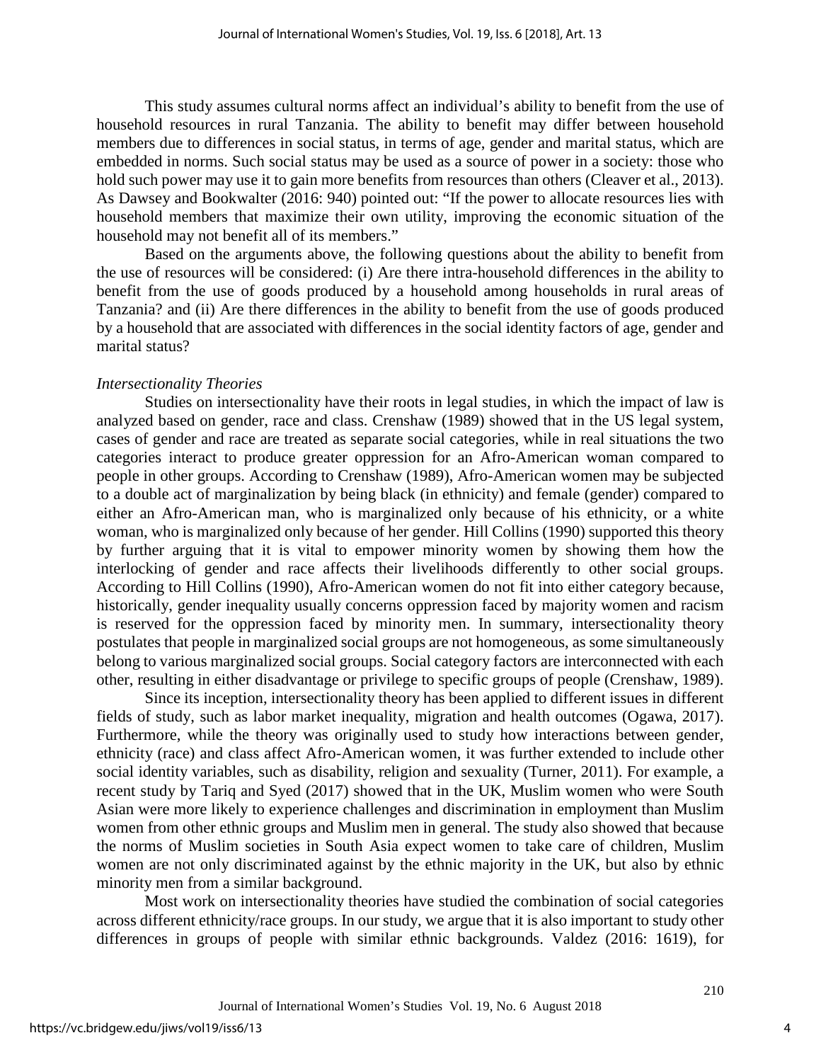This study assumes cultural norms affect an individual's ability to benefit from the use of household resources in rural Tanzania. The ability to benefit may differ between household members due to differences in social status, in terms of age, gender and marital status, which are embedded in norms. Such social status may be used as a source of power in a society: those who hold such power may use it to gain more benefits from resources than others (Cleaver et al., 2013). As Dawsey and Bookwalter (2016: 940) pointed out: "If the power to allocate resources lies with household members that maximize their own utility, improving the economic situation of the household may not benefit all of its members."

Based on the arguments above, the following questions about the ability to benefit from the use of resources will be considered: (i) Are there intra-household differences in the ability to benefit from the use of goods produced by a household among households in rural areas of Tanzania? and (ii) Are there differences in the ability to benefit from the use of goods produced by a household that are associated with differences in the social identity factors of age, gender and marital status?

*Intersectionality Theories*

Studies on intersectionality have their roots in legal studies, in which the impact of law is analyzed based on gender, race and class. Crenshaw (1989) showed that in the US legal system, cases of gender and race are treated as separate social categories, while in real situations the two categories interact to produce greater oppression for an Afro-American woman compared to people in other groups. According to Crenshaw (1989), Afro-American women may be subjected to a double act of marginalization by being black (in ethnicity) and female (gender) compared to either an Afro-American man, who is marginalized only because of his ethnicity, or a white woman, who is marginalized only because of her gender. Hill Collins (1990) supported this theory by further arguing that it is vital to empower minority women by showing them how the interlocking of gender and race affects their livelihoods differently to other social groups. According to Hill Collins (1990), Afro-American women do not fit into either category because, historically, gender inequality usually concerns oppression faced by majority women and racism is reserved for the oppression faced by minority men. In summary, intersectionality theory postulates that people in marginalized social groups are not homogeneous, as some simultaneously belong to various marginalized social groups. Social category factors are interconnected with each other, resulting in either disadvantage or privilege to specific groups of people (Crenshaw, 1989).

Since its inception, intersectionality theory has been applied to different issues in different fields of study, such as labor market inequality, migration and health outcomes (Ogawa, 2017). Furthermore, while the theory was originally used to study how interactions between gender, ethnicity (race) and class affect Afro-American women, it was further extended to include other social identity variables, such as disability, religion and sexuality (Turner, 2011). For example, a recent study by Tariq and Syed (2017) showed that in the UK, Muslim women who were South Asian were more likely to experience challenges and discrimination in employment than Muslim women from other ethnic groups and Muslim men in general. The study also showed that because the norms of Muslim societies in South Asia expect women to take care of children, Muslim women are not only discriminated against by the ethnic majority in the UK, but also by ethnic minority men from a similar background.

Most work on intersectionality theories have studied the combination of social categories across different ethnicity/race groups. In our study, we argue that it is also important to study other differences in groups of people with similar ethnic backgrounds. Valdez (2016: 1619), for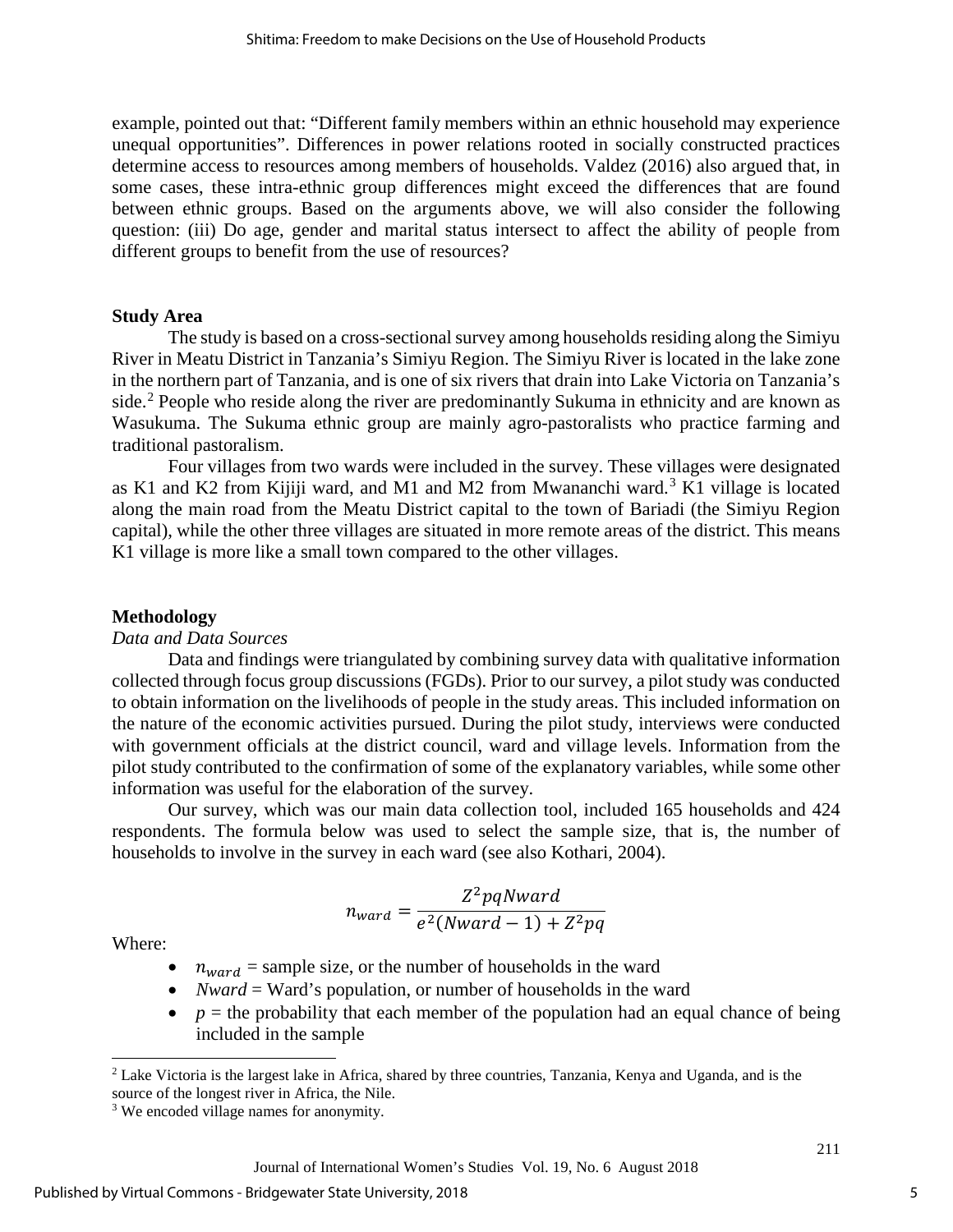example, pointed out that: "Different family members within an ethnic household may experience unequal opportunities". Differences in power relations rooted in socially constructed practices determine access to resources among members of households. Valdez (2016) also argued that, in some cases, these intra-ethnic group differences might exceed the differences that are found between ethnic groups. Based on the arguments above, we will also consider the following question: (iii) Do age, gender and marital status intersect to affect the ability of people from different groups to benefit from the use of resources?

### Study Area

The study is based on a cross-sectional survey among households residing along the Simiyu River in Meatu District in Tanzania's Simiyu Region. The Simiyu River is located in the lake zone in the northern part of Tanzania, and is one of six rivers that drain into Lake Victoria on Tanzania's side.[2] People who reside along the river are predominantly Sukuma in ethnicity and are known as Wasukuma. The Sukuma ethnic group are mainly agro-pastoralists who practice farming and traditional pastoralism.

Four villages from two wards were included in the survey. These villages were designated as K1 and K2 from Kijiji ward, and M1 and M2 from Mwananchi ward.[3] K1 village is located along the main road from the Meatu District capital to the town of Bariadi (the Simiyu Region capital), while the other three villages are situated in more remote areas of the district. This means K1 village is more like a small town compared to the other villages.

### Methodology

*Data and Data Sources*

Data and findings were triangulated by combining survey data with qualitative information collected through focus group discussions (FGDs). Prior to our survey, a pilot study was conducted to obtain information on the livelihoods of people in the study areas. This included information on the nature of the economic activities pursued. During the pilot study, interviews were conducted with government officials at the district council, ward and village levels. Information from the pilot study contributed to the confirmation of some of the explanatory variables, while some other information was useful for the elaboration of the survey.

Our survey, which was our main data collection tool, included 165 households and 424 respondents. The formula below was used to select the sample size, that is, the number of households to involve in the survey in each ward (see also Kothari, 2004).

$$n_{ward} = \frac{Z^2 pqNward}{e^2(Nward - 1) + Z^2 pq}$$

Where:

- $n_{ward}$ = sample size, or the number of households in the ward
- *Nward* = Ward's population, or number of households in the ward
- $p$ = the probability that each member of the population had an equal chance of being included in the sample

---

[2] Lake Victoria is the largest lake in Africa, shared by three countries, Tanzania, Kenya and Uganda, and is the source of the longest river in Africa, the Nile.

[3] We encoded village names for anonymity.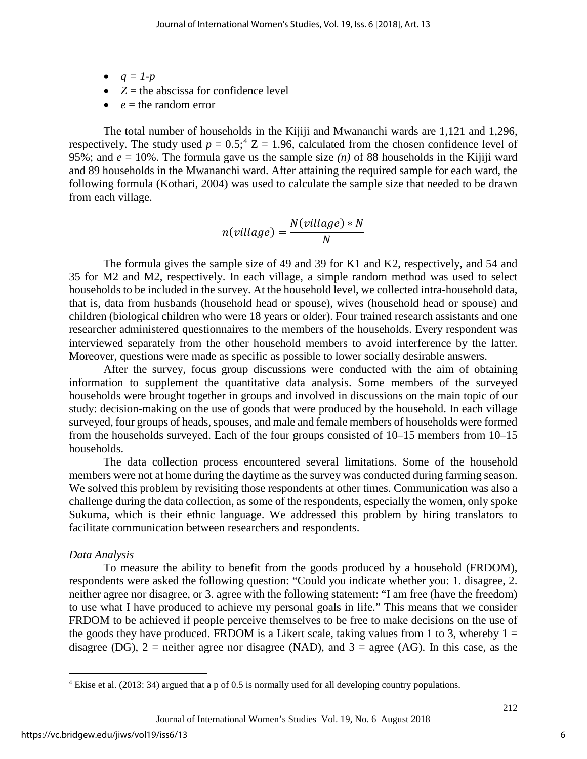- $q = 1\text{-}p$
- $Z$ = the abscissa for confidence level
- $e$ = the random error

The total number of households in the Kijiji and Mwananchi wards are 1,121 and 1,296, respectively. The study used $p = 0.5$;[4] Z = 1.96, calculated from the chosen confidence level of 95%; and $e$ = 10%. The formula gave us the sample size *(n)* of 88 households in the Kijiji ward and 89 households in the Mwananchi ward. After attaining the required sample for each ward, the following formula (Kothari, 2004) was used to calculate the sample size that needed to be drawn from each village.

$$n(village) = \frac{N(village) * N}{N}$$

The formula gives the sample size of 49 and 39 for K1 and K2, respectively, and 54 and 35 for M2 and M2, respectively. In each village, a simple random method was used to select households to be included in the survey. At the household level, we collected intra-household data, that is, data from husbands (household head or spouse), wives (household head or spouse) and children (biological children who were 18 years or older). Four trained research assistants and one researcher administered questionnaires to the members of the households. Every respondent was interviewed separately from the other household members to avoid interference by the latter. Moreover, questions were made as specific as possible to lower socially desirable answers.

After the survey, focus group discussions were conducted with the aim of obtaining information to supplement the quantitative data analysis. Some members of the surveyed households were brought together in groups and involved in discussions on the main topic of our study: decision-making on the use of goods that were produced by the household. In each village surveyed, four groups of heads, spouses, and male and female members of households were formed from the households surveyed. Each of the four groups consisted of 10–15 members from 10–15 households.

The data collection process encountered several limitations. Some of the household members were not at home during the daytime as the survey was conducted during farming season. We solved this problem by revisiting those respondents at other times. Communication was also a challenge during the data collection, as some of the respondents, especially the women, only spoke Sukuma, which is their ethnic language. We addressed this problem by hiring translators to facilitate communication between researchers and respondents.

*Data Analysis*

To measure the ability to benefit from the goods produced by a household (FRDOM), respondents were asked the following question: "Could you indicate whether you: 1. disagree, 2. neither agree nor disagree, or 3. agree with the following statement: "I am free (have the freedom) to use what I have produced to achieve my personal goals in life." This means that we consider FRDOM to be achieved if people perceive themselves to be free to make decisions on the use of the goods they have produced. FRDOM is a Likert scale, taking values from 1 to 3, whereby 1 = disagree (DG), 2 = neither agree nor disagree (NAD), and 3 = agree (AG). In this case, as the

[4] Ekise et al. (2013: 34) argued that a p of 0.5 is normally used for all developing country populations.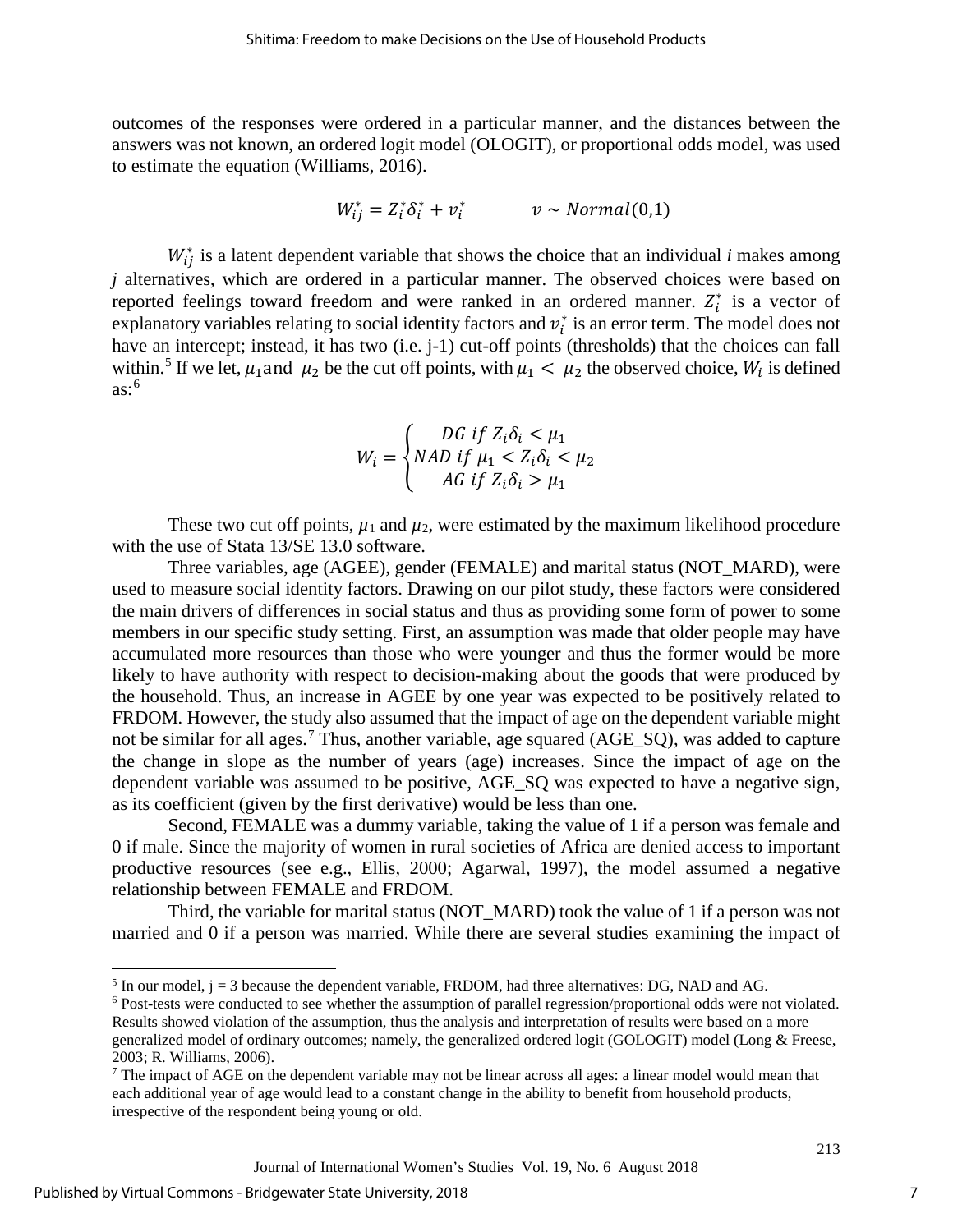outcomes of the responses were ordered in a particular manner, and the distances between the answers was not known, an ordered logit model (OLOGIT), or proportional odds model, was used to estimate the equation (Williams, 2016).

$$W_{ij}^{*} = Z_i^{*}\delta_i^{*} + v_i^{*} \qquad v \sim Normal(0,1)$$

$W_{ij}^{*}$ is a latent dependent variable that shows the choice that an individual *i* makes among *j* alternatives, which are ordered in a particular manner. The observed choices were based on reported feelings toward freedom and were ranked in an ordered manner. $Z_i^{*}$ is a vector of explanatory variables relating to social identity factors and $v_i^{*}$ is an error term. The model does not have an intercept; instead, it has two (i.e. j-1) cut-off points (thresholds) that the choices can fall within.[5] If we let, $\mu_1$ and $\mu_2$ be the cut off points, with $\mu_1 < \mu_2$ the observed choice, $W_i$ is defined as:[6]

$$W_i = \begin{cases} DG \ if \ Z_i\delta_i < \mu_1 \\ NAD \ if \ \mu_1 < Z_i\delta_i < \mu_2 \\ AG \ if \ Z_i\delta_i > \mu_1 \end{cases}$$

These two cut off points, $\mu_1$ and $\mu_2$, were estimated by the maximum likelihood procedure with the use of Stata 13/SE 13.0 software.

Three variables, age (AGEE), gender (FEMALE) and marital status (NOT_MARD), were used to measure social identity factors. Drawing on our pilot study, these factors were considered the main drivers of differences in social status and thus as providing some form of power to some members in our specific study setting. First, an assumption was made that older people may have accumulated more resources than those who were younger and thus the former would be more likely to have authority with respect to decision-making about the goods that were produced by the household. Thus, an increase in AGEE by one year was expected to be positively related to FRDOM. However, the study also assumed that the impact of age on the dependent variable might not be similar for all ages.[7] Thus, another variable, age squared (AGE_SQ), was added to capture the change in slope as the number of years (age) increases. Since the impact of age on the dependent variable was assumed to be positive, AGE_SQ was expected to have a negative sign, as its coefficient (given by the first derivative) would be less than one.

Second, FEMALE was a dummy variable, taking the value of 1 if a person was female and 0 if male. Since the majority of women in rural societies of Africa are denied access to important productive resources (see e.g., Ellis, 2000; Agarwal, 1997), the model assumed a negative relationship between FEMALE and FRDOM.

Third, the variable for marital status (NOT_MARD) took the value of 1 if a person was not married and 0 if a person was married. While there are several studies examining the impact of

---

[5] In our model, j = 3 because the dependent variable, FRDOM, had three alternatives: DG, NAD and AG.

[6] Post-tests were conducted to see whether the assumption of parallel regression/proportional odds were not violated. Results showed violation of the assumption, thus the analysis and interpretation of results were based on a more generalized model of ordinary outcomes; namely, the generalized ordered logit (GOLOGIT) model (Long & Freese, 2003; R. Williams, 2006).

[7] The impact of AGE on the dependent variable may not be linear across all ages: a linear model would mean that each additional year of age would lead to a constant change in the ability to benefit from household products, irrespective of the respondent being young or old.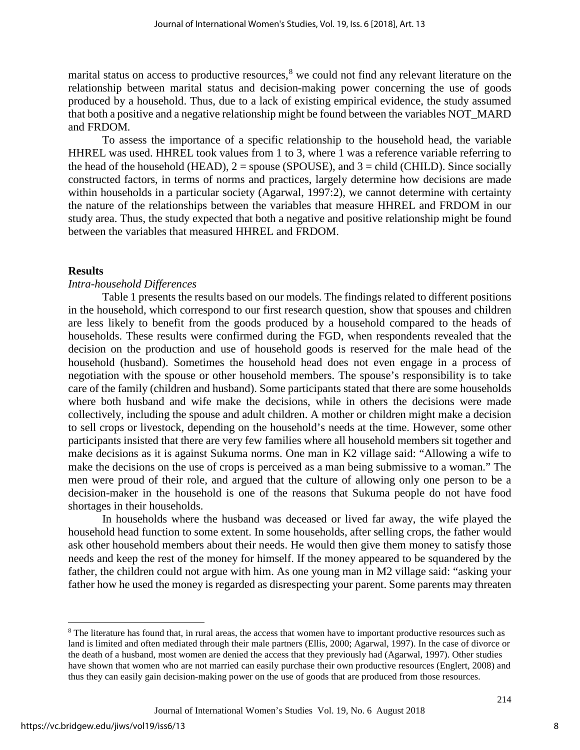marital status on access to productive resources,[8] we could not find any relevant literature on the relationship between marital status and decision-making power concerning the use of goods produced by a household. Thus, due to a lack of existing empirical evidence, the study assumed that both a positive and a negative relationship might be found between the variables NOT_MARD and FRDOM.

To assess the importance of a specific relationship to the household head, the variable HHREL was used. HHREL took values from 1 to 3, where 1 was a reference variable referring to the head of the household (HEAD), 2 = spouse (SPOUSE), and 3 = child (CHILD). Since socially constructed factors, in terms of norms and practices, largely determine how decisions are made within households in a particular society (Agarwal, 1997:2), we cannot determine with certainty the nature of the relationships between the variables that measure HHREL and FRDOM in our study area. Thus, the study expected that both a negative and positive relationship might be found between the variables that measured HHREL and FRDOM.

## Results

### *Intra-household Differences*

Table 1 presents the results based on our models. The findings related to different positions in the household, which correspond to our first research question, show that spouses and children are less likely to benefit from the goods produced by a household compared to the heads of households. These results were confirmed during the FGD, when respondents revealed that the decision on the production and use of household goods is reserved for the male head of the household (husband). Sometimes the household head does not even engage in a process of negotiation with the spouse or other household members. The spouse's responsibility is to take care of the family (children and husband). Some participants stated that there are some households where both husband and wife make the decisions, while in others the decisions were made collectively, including the spouse and adult children. A mother or children might make a decision to sell crops or livestock, depending on the household's needs at the time. However, some other participants insisted that there are very few families where all household members sit together and make decisions as it is against Sukuma norms. One man in K2 village said: "Allowing a wife to make the decisions on the use of crops is perceived as a man being submissive to a woman." The men were proud of their role, and argued that the culture of allowing only one person to be a decision-maker in the household is one of the reasons that Sukuma people do not have food shortages in their households.

In households where the husband was deceased or lived far away, the wife played the household head function to some extent. In some households, after selling crops, the father would ask other household members about their needs. He would then give them money to satisfy those needs and keep the rest of the money for himself. If the money appeared to be squandered by the father, the children could not argue with him. As one young man in M2 village said: "asking your father how he used the money is regarded as disrespecting your parent. Some parents may threaten

[8] The literature has found that, in rural areas, the access that women have to important productive resources such as land is limited and often mediated through their male partners (Ellis, 2000; Agarwal, 1997). In the case of divorce or the death of a husband, most women are denied the access that they previously had (Agarwal, 1997). Other studies have shown that women who are not married can easily purchase their own productive resources (Englert, 2008) and thus they can easily gain decision-making power on the use of goods that are produced from those resources.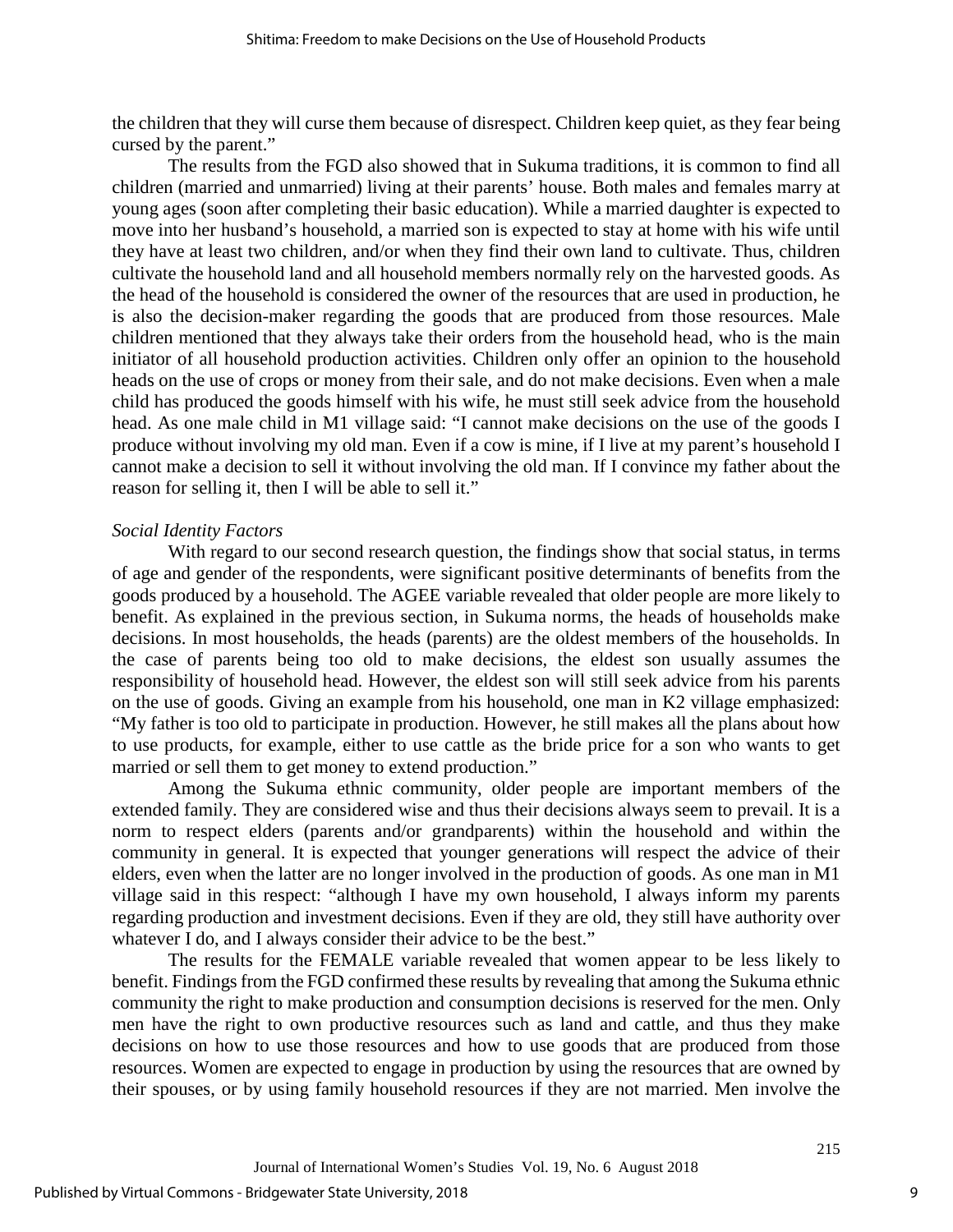the children that they will curse them because of disrespect. Children keep quiet, as they fear being cursed by the parent."

The results from the FGD also showed that in Sukuma traditions, it is common to find all children (married and unmarried) living at their parents' house. Both males and females marry at young ages (soon after completing their basic education). While a married daughter is expected to move into her husband's household, a married son is expected to stay at home with his wife until they have at least two children, and/or when they find their own land to cultivate. Thus, children cultivate the household land and all household members normally rely on the harvested goods. As the head of the household is considered the owner of the resources that are used in production, he is also the decision-maker regarding the goods that are produced from those resources. Male children mentioned that they always take their orders from the household head, who is the main initiator of all household production activities. Children only offer an opinion to the household heads on the use of crops or money from their sale, and do not make decisions. Even when a male child has produced the goods himself with his wife, he must still seek advice from the household head. As one male child in M1 village said: "I cannot make decisions on the use of the goods I produce without involving my old man. Even if a cow is mine, if I live at my parent's household I cannot make a decision to sell it without involving the old man. If I convince my father about the reason for selling it, then I will be able to sell it."

*Social Identity Factors*

With regard to our second research question, the findings show that social status, in terms of age and gender of the respondents, were significant positive determinants of benefits from the goods produced by a household. The AGEE variable revealed that older people are more likely to benefit. As explained in the previous section, in Sukuma norms, the heads of households make decisions. In most households, the heads (parents) are the oldest members of the households. In the case of parents being too old to make decisions, the eldest son usually assumes the responsibility of household head. However, the eldest son will still seek advice from his parents on the use of goods. Giving an example from his household, one man in K2 village emphasized: "My father is too old to participate in production. However, he still makes all the plans about how to use products, for example, either to use cattle as the bride price for a son who wants to get married or sell them to get money to extend production."

Among the Sukuma ethnic community, older people are important members of the extended family. They are considered wise and thus their decisions always seem to prevail. It is a norm to respect elders (parents and/or grandparents) within the household and within the community in general. It is expected that younger generations will respect the advice of their elders, even when the latter are no longer involved in the production of goods. As one man in M1 village said in this respect: "although I have my own household, I always inform my parents regarding production and investment decisions. Even if they are old, they still have authority over whatever I do, and I always consider their advice to be the best."

The results for the FEMALE variable revealed that women appear to be less likely to benefit. Findings from the FGD confirmed these results by revealing that among the Sukuma ethnic community the right to make production and consumption decisions is reserved for the men. Only men have the right to own productive resources such as land and cattle, and thus they make decisions on how to use those resources and how to use goods that are produced from those resources. Women are expected to engage in production by using the resources that are owned by their spouses, or by using family household resources if they are not married. Men involve the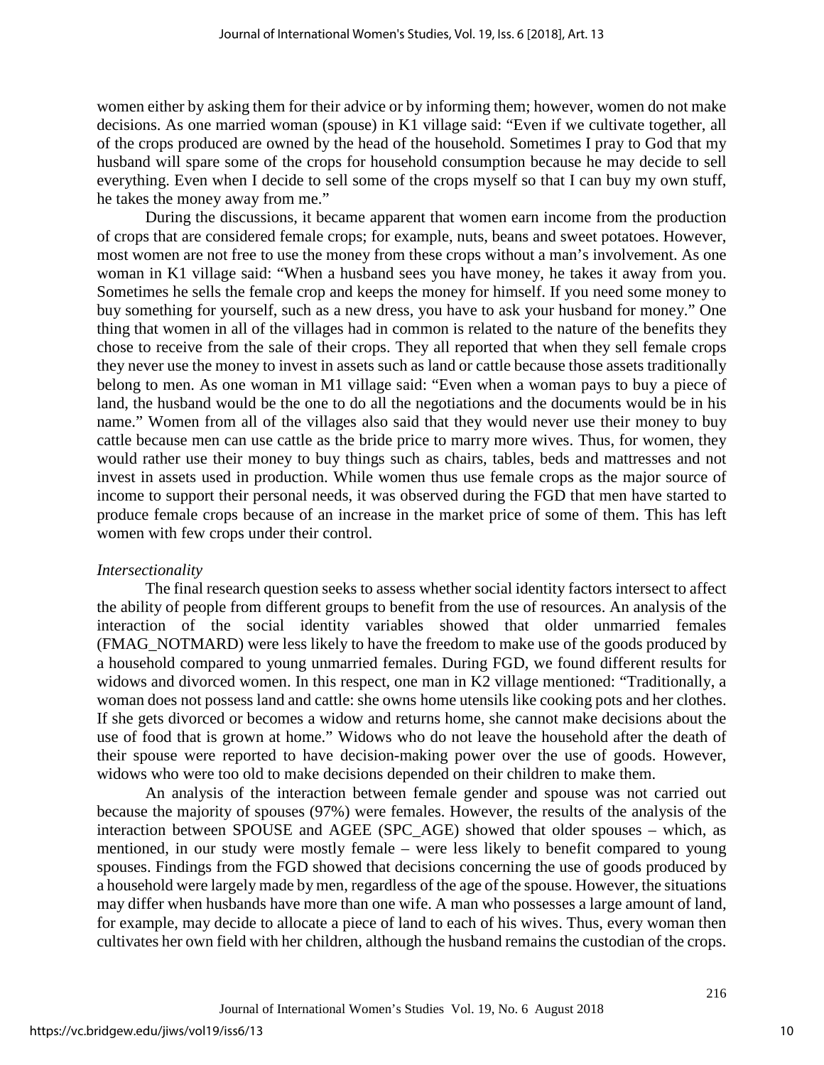women either by asking them for their advice or by informing them; however, women do not make decisions. As one married woman (spouse) in K1 village said: "Even if we cultivate together, all of the crops produced are owned by the head of the household. Sometimes I pray to God that my husband will spare some of the crops for household consumption because he may decide to sell everything. Even when I decide to sell some of the crops myself so that I can buy my own stuff, he takes the money away from me."

During the discussions, it became apparent that women earn income from the production of crops that are considered female crops; for example, nuts, beans and sweet potatoes. However, most women are not free to use the money from these crops without a man's involvement. As one woman in K1 village said: "When a husband sees you have money, he takes it away from you. Sometimes he sells the female crop and keeps the money for himself. If you need some money to buy something for yourself, such as a new dress, you have to ask your husband for money." One thing that women in all of the villages had in common is related to the nature of the benefits they chose to receive from the sale of their crops. They all reported that when they sell female crops they never use the money to invest in assets such as land or cattle because those assets traditionally belong to men. As one woman in M1 village said: "Even when a woman pays to buy a piece of land, the husband would be the one to do all the negotiations and the documents would be in his name." Women from all of the villages also said that they would never use their money to buy cattle because men can use cattle as the bride price to marry more wives. Thus, for women, they would rather use their money to buy things such as chairs, tables, beds and mattresses and not invest in assets used in production. While women thus use female crops as the major source of income to support their personal needs, it was observed during the FGD that men have started to produce female crops because of an increase in the market price of some of them. This has left women with few crops under their control.

*Intersectionality*

The final research question seeks to assess whether social identity factors intersect to affect the ability of people from different groups to benefit from the use of resources. An analysis of the interaction of the social identity variables showed that older unmarried females (FMAG_NOTMARD) were less likely to have the freedom to make use of the goods produced by a household compared to young unmarried females. During FGD, we found different results for widows and divorced women. In this respect, one man in K2 village mentioned: "Traditionally, a woman does not possess land and cattle: she owns home utensils like cooking pots and her clothes. If she gets divorced or becomes a widow and returns home, she cannot make decisions about the use of food that is grown at home." Widows who do not leave the household after the death of their spouse were reported to have decision-making power over the use of goods. However, widows who were too old to make decisions depended on their children to make them.

An analysis of the interaction between female gender and spouse was not carried out because the majority of spouses (97%) were females. However, the results of the analysis of the interaction between SPOUSE and AGEE (SPC_AGE) showed that older spouses – which, as mentioned, in our study were mostly female – were less likely to benefit compared to young spouses. Findings from the FGD showed that decisions concerning the use of goods produced by a household were largely made by men, regardless of the age of the spouse. However, the situations may differ when husbands have more than one wife. A man who possesses a large amount of land, for example, may decide to allocate a piece of land to each of his wives. Thus, every woman then cultivates her own field with her children, although the husband remains the custodian of the crops.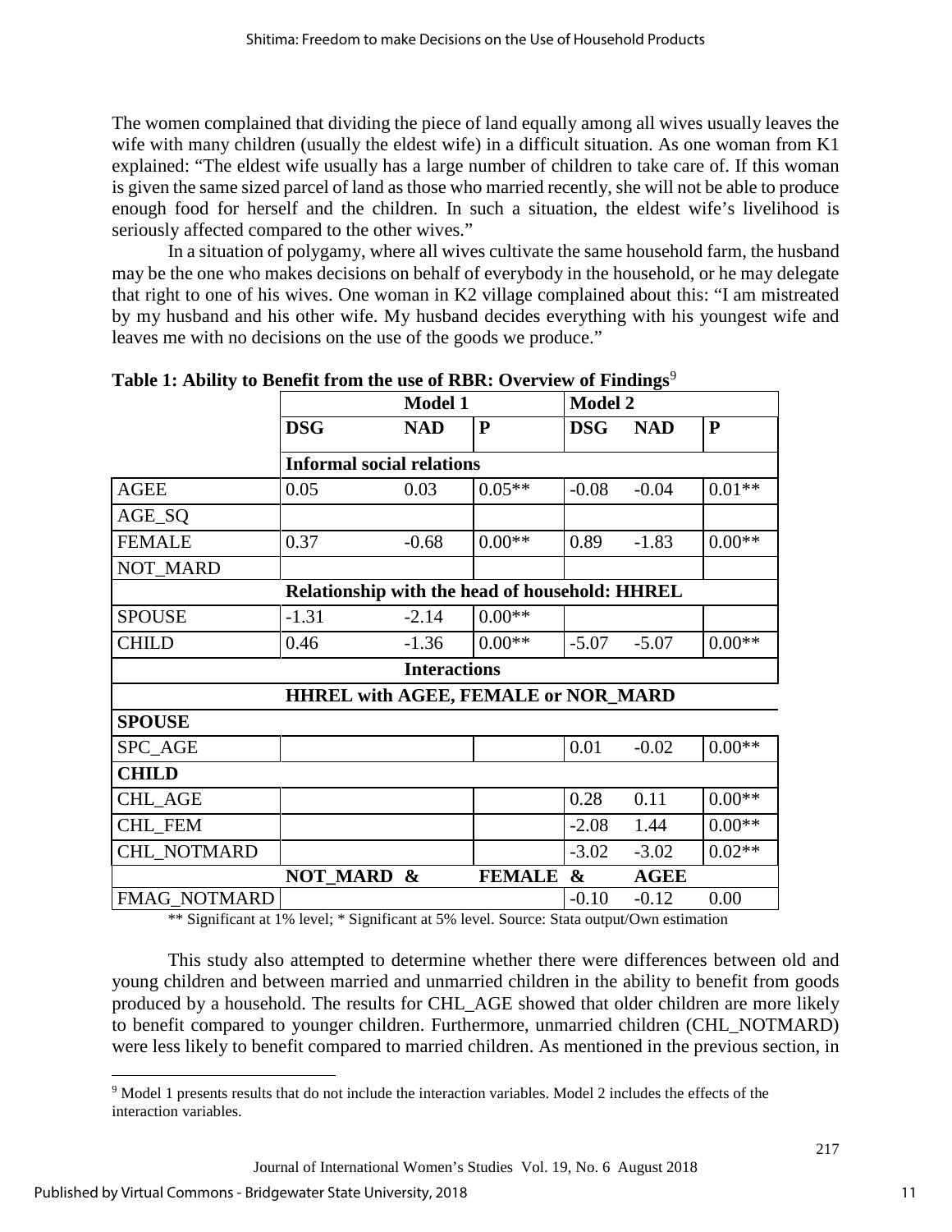The women complained that dividing the piece of land equally among all wives usually leaves the wife with many children (usually the eldest wife) in a difficult situation. As one woman from K1 explained: "The eldest wife usually has a large number of children to take care of. If this woman is given the same sized parcel of land as those who married recently, she will not be able to produce enough food for herself and the children. In such a situation, the eldest wife's livelihood is seriously affected compared to the other wives."

In a situation of polygamy, where all wives cultivate the same household farm, the husband may be the one who makes decisions on behalf of everybody in the household, or he may delegate that right to one of his wives. One woman in K2 village complained about this: "I am mistreated by my husband and his other wife. My husband decides everything with his youngest wife and leaves me with no decisions on the use of the goods we produce."

**Table 1: Ability to Benefit from the use of RBR: Overview of Findings**[9]

| | Model 1 | | | Model 2 | | |
|---|---|---|---|---|---|---|
| | **DSG** | **NAD** | **P** | **DSG** | **NAD** | **P** |
| | **Informal social relations** | | | | | |
| AGEE | 0.05 | 0.03 | 0.05** | -0.08 | -0.04 | 0.01** |
| AGE_SQ | | | | | | |
| FEMALE | 0.37 | -0.68 | 0.00** | 0.89 | -1.83 | 0.00** |
| NOT_MARD | | | | | | |
| | **Relationship with the head of household: HHREL** | | | | | |
| SPOUSE | -1.31 | -2.14 | 0.00** | | | |
| CHILD | 0.46 | -1.36 | 0.00** | -5.07 | -5.07 | 0.00** |
| | **Interactions** | | | | | |
| | **HHREL with AGEE, FEMALE or NOR_MARD** | | | | | |
| **SPOUSE** | | | | | | |
| SPC_AGE | | | | 0.01 | -0.02 | 0.00** |
| **CHILD** | | | | | | |
| CHL_AGE | | | | 0.28 | 0.11 | 0.00** |
| CHL_FEM | | | | -2.08 | 1.44 | 0.00** |
| CHL_NOTMARD | | | | -3.02 | -3.02 | 0.02** |
| | **NOT_MARD &** | | **FEMALE &** | | **AGEE** | |
| FMAG_NOTMARD | | | | -0.10 | -0.12 | 0.00 |

** Significant at 1% level; * Significant at 5% level. Source: Stata output/Own estimation

This study also attempted to determine whether there were differences between old and young children and between married and unmarried children in the ability to benefit from goods produced by a household. The results for CHL_AGE showed that older children are more likely to benefit compared to younger children. Furthermore, unmarried children (CHL_NOTMARD) were less likely to benefit compared to married children. As mentioned in the previous section, in

[9] Model 1 presents results that do not include the interaction variables. Model 2 includes the effects of the interaction variables.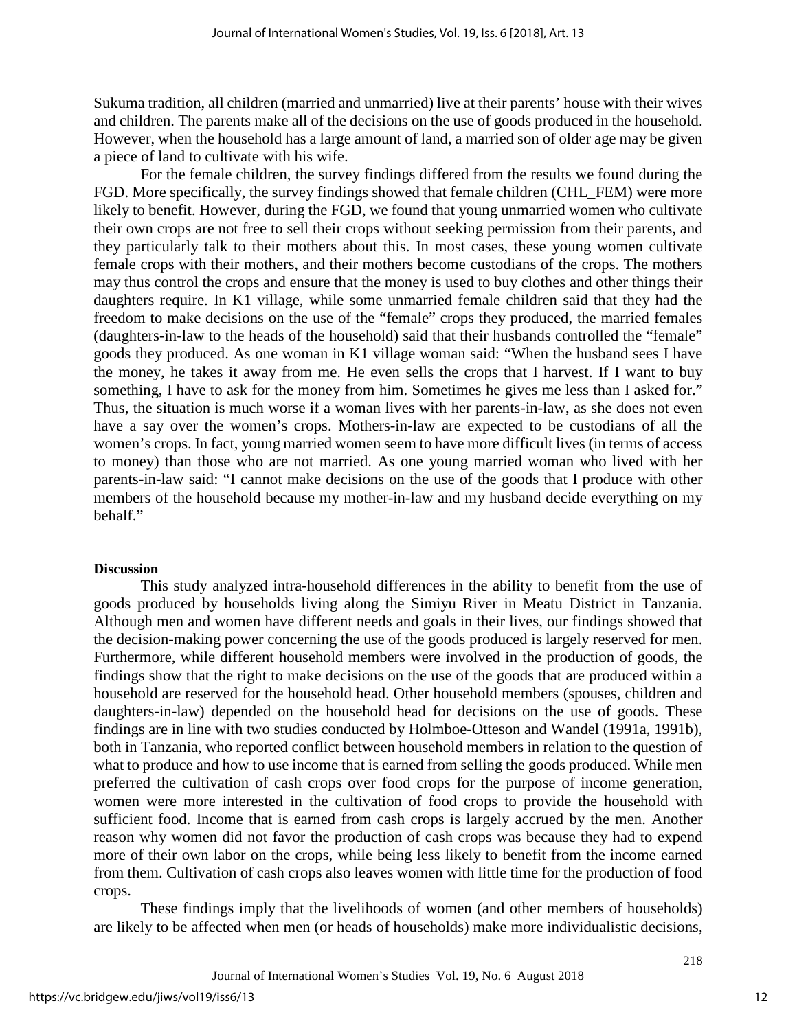Sukuma tradition, all children (married and unmarried) live at their parents' house with their wives and children. The parents make all of the decisions on the use of goods produced in the household. However, when the household has a large amount of land, a married son of older age may be given a piece of land to cultivate with his wife.

For the female children, the survey findings differed from the results we found during the FGD. More specifically, the survey findings showed that female children (CHL_FEM) were more likely to benefit. However, during the FGD, we found that young unmarried women who cultivate their own crops are not free to sell their crops without seeking permission from their parents, and they particularly talk to their mothers about this. In most cases, these young women cultivate female crops with their mothers, and their mothers become custodians of the crops. The mothers may thus control the crops and ensure that the money is used to buy clothes and other things their daughters require. In K1 village, while some unmarried female children said that they had the freedom to make decisions on the use of the "female" crops they produced, the married females (daughters-in-law to the heads of the household) said that their husbands controlled the "female" goods they produced. As one woman in K1 village woman said: "When the husband sees I have the money, he takes it away from me. He even sells the crops that I harvest. If I want to buy something, I have to ask for the money from him. Sometimes he gives me less than I asked for." Thus, the situation is much worse if a woman lives with her parents-in-law, as she does not even have a say over the women's crops. Mothers-in-law are expected to be custodians of all the women's crops. In fact, young married women seem to have more difficult lives (in terms of access to money) than those who are not married. As one young married woman who lived with her parents-in-law said: "I cannot make decisions on the use of the goods that I produce with other members of the household because my mother-in-law and my husband decide everything on my behalf."

**Discussion**

This study analyzed intra-household differences in the ability to benefit from the use of goods produced by households living along the Simiyu River in Meatu District in Tanzania. Although men and women have different needs and goals in their lives, our findings showed that the decision-making power concerning the use of the goods produced is largely reserved for men. Furthermore, while different household members were involved in the production of goods, the findings show that the right to make decisions on the use of the goods that are produced within a household are reserved for the household head. Other household members (spouses, children and daughters-in-law) depended on the household head for decisions on the use of goods. These findings are in line with two studies conducted by Holmboe-Otteson and Wandel (1991a, 1991b), both in Tanzania, who reported conflict between household members in relation to the question of what to produce and how to use income that is earned from selling the goods produced. While men preferred the cultivation of cash crops over food crops for the purpose of income generation, women were more interested in the cultivation of food crops to provide the household with sufficient food. Income that is earned from cash crops is largely accrued by the men. Another reason why women did not favor the production of cash crops was because they had to expend more of their own labor on the crops, while being less likely to benefit from the income earned from them. Cultivation of cash crops also leaves women with little time for the production of food crops.

These findings imply that the livelihoods of women (and other members of households) are likely to be affected when men (or heads of households) make more individualistic decisions,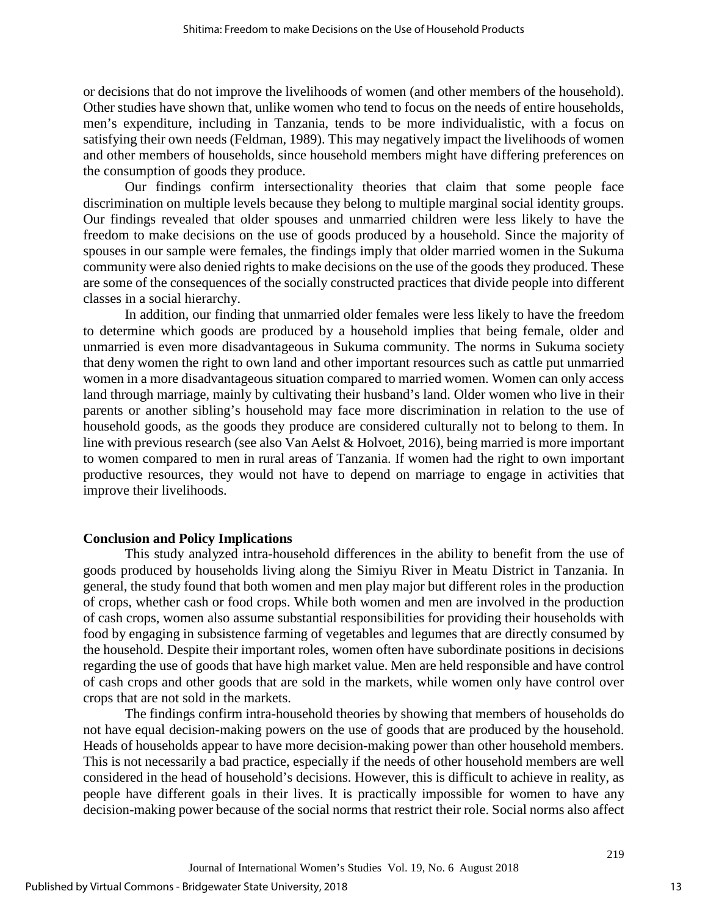or decisions that do not improve the livelihoods of women (and other members of the household). Other studies have shown that, unlike women who tend to focus on the needs of entire households, men's expenditure, including in Tanzania, tends to be more individualistic, with a focus on satisfying their own needs (Feldman, 1989). This may negatively impact the livelihoods of women and other members of households, since household members might have differing preferences on the consumption of goods they produce.

Our findings confirm intersectionality theories that claim that some people face discrimination on multiple levels because they belong to multiple marginal social identity groups. Our findings revealed that older spouses and unmarried children were less likely to have the freedom to make decisions on the use of goods produced by a household. Since the majority of spouses in our sample were females, the findings imply that older married women in the Sukuma community were also denied rights to make decisions on the use of the goods they produced. These are some of the consequences of the socially constructed practices that divide people into different classes in a social hierarchy.

In addition, our finding that unmarried older females were less likely to have the freedom to determine which goods are produced by a household implies that being female, older and unmarried is even more disadvantageous in Sukuma community. The norms in Sukuma society that deny women the right to own land and other important resources such as cattle put unmarried women in a more disadvantageous situation compared to married women. Women can only access land through marriage, mainly by cultivating their husband's land. Older women who live in their parents or another sibling's household may face more discrimination in relation to the use of household goods, as the goods they produce are considered culturally not to belong to them. In line with previous research (see also Van Aelst & Holvoet, 2016), being married is more important to women compared to men in rural areas of Tanzania. If women had the right to own important productive resources, they would not have to depend on marriage to engage in activities that improve their livelihoods.

## Conclusion and Policy Implications

This study analyzed intra-household differences in the ability to benefit from the use of goods produced by households living along the Simiyu River in Meatu District in Tanzania. In general, the study found that both women and men play major but different roles in the production of crops, whether cash or food crops. While both women and men are involved in the production of cash crops, women also assume substantial responsibilities for providing their households with food by engaging in subsistence farming of vegetables and legumes that are directly consumed by the household. Despite their important roles, women often have subordinate positions in decisions regarding the use of goods that have high market value. Men are held responsible and have control of cash crops and other goods that are sold in the markets, while women only have control over crops that are not sold in the markets.

The findings confirm intra-household theories by showing that members of households do not have equal decision-making powers on the use of goods that are produced by the household. Heads of households appear to have more decision-making power than other household members. This is not necessarily a bad practice, especially if the needs of other household members are well considered in the head of household's decisions. However, this is difficult to achieve in reality, as people have different goals in their lives. It is practically impossible for women to have any decision-making power because of the social norms that restrict their role. Social norms also affect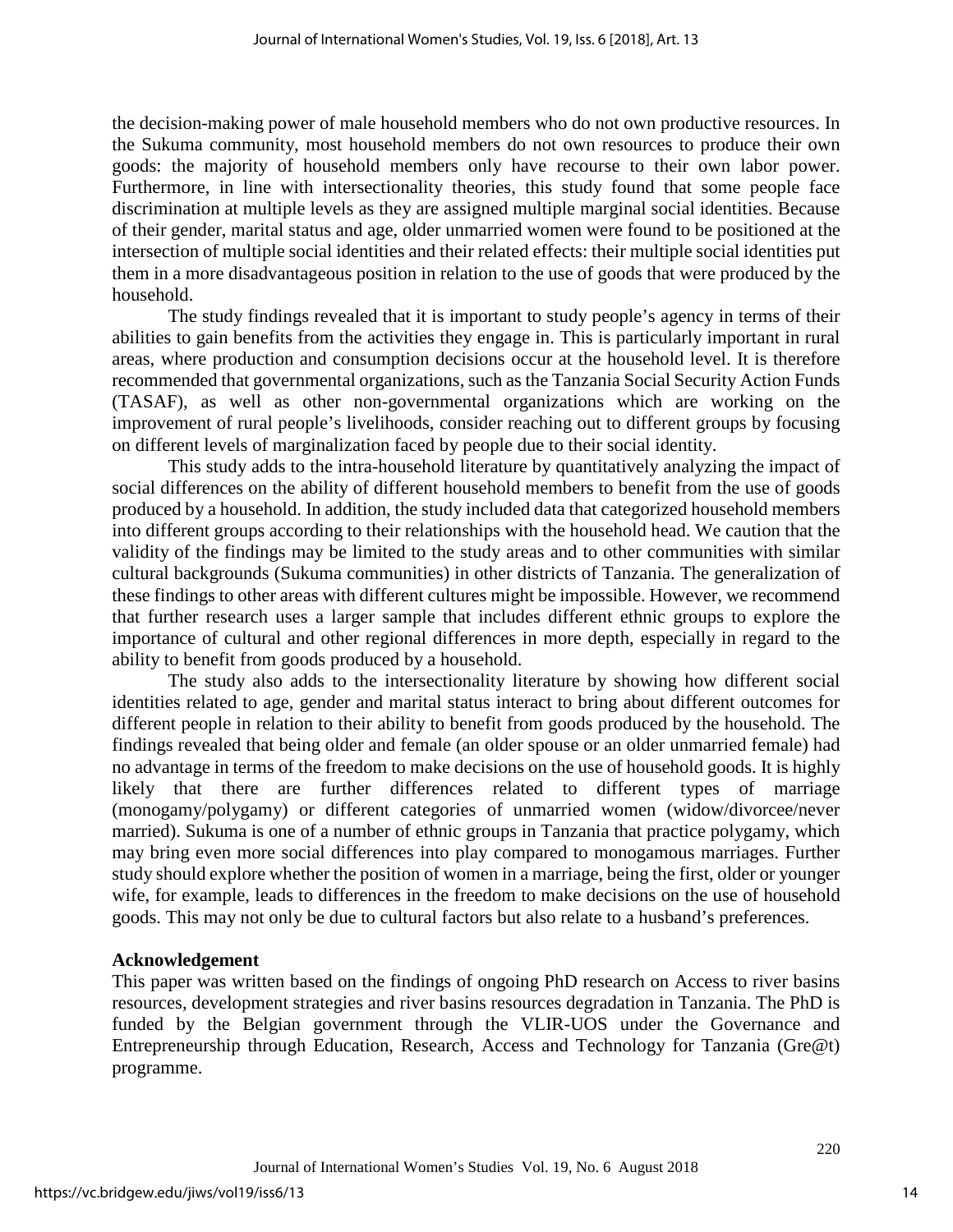the decision-making power of male household members who do not own productive resources. In the Sukuma community, most household members do not own resources to produce their own goods: the majority of household members only have recourse to their own labor power. Furthermore, in line with intersectionality theories, this study found that some people face discrimination at multiple levels as they are assigned multiple marginal social identities. Because of their gender, marital status and age, older unmarried women were found to be positioned at the intersection of multiple social identities and their related effects: their multiple social identities put them in a more disadvantageous position in relation to the use of goods that were produced by the household.

The study findings revealed that it is important to study people's agency in terms of their abilities to gain benefits from the activities they engage in. This is particularly important in rural areas, where production and consumption decisions occur at the household level. It is therefore recommended that governmental organizations, such as the Tanzania Social Security Action Funds (TASAF), as well as other non-governmental organizations which are working on the improvement of rural people's livelihoods, consider reaching out to different groups by focusing on different levels of marginalization faced by people due to their social identity.

This study adds to the intra-household literature by quantitatively analyzing the impact of social differences on the ability of different household members to benefit from the use of goods produced by a household. In addition, the study included data that categorized household members into different groups according to their relationships with the household head. We caution that the validity of the findings may be limited to the study areas and to other communities with similar cultural backgrounds (Sukuma communities) in other districts of Tanzania. The generalization of these findings to other areas with different cultures might be impossible. However, we recommend that further research uses a larger sample that includes different ethnic groups to explore the importance of cultural and other regional differences in more depth, especially in regard to the ability to benefit from goods produced by a household.

The study also adds to the intersectionality literature by showing how different social identities related to age, gender and marital status interact to bring about different outcomes for different people in relation to their ability to benefit from goods produced by the household. The findings revealed that being older and female (an older spouse or an older unmarried female) had no advantage in terms of the freedom to make decisions on the use of household goods. It is highly likely that there are further differences related to different types of marriage (monogamy/polygamy) or different categories of unmarried women (widow/divorcee/never married). Sukuma is one of a number of ethnic groups in Tanzania that practice polygamy, which may bring even more social differences into play compared to monogamous marriages. Further study should explore whether the position of women in a marriage, being the first, older or younger wife, for example, leads to differences in the freedom to make decisions on the use of household goods. This may not only be due to cultural factors but also relate to a husband's preferences.

## Acknowledgement

This paper was written based on the findings of ongoing PhD research on Access to river basins resources, development strategies and river basins resources degradation in Tanzania. The PhD is funded by the Belgian government through the VLIR-UOS under the Governance and Entrepreneurship through Education, Research, Access and Technology for Tanzania (Gre@t) programme.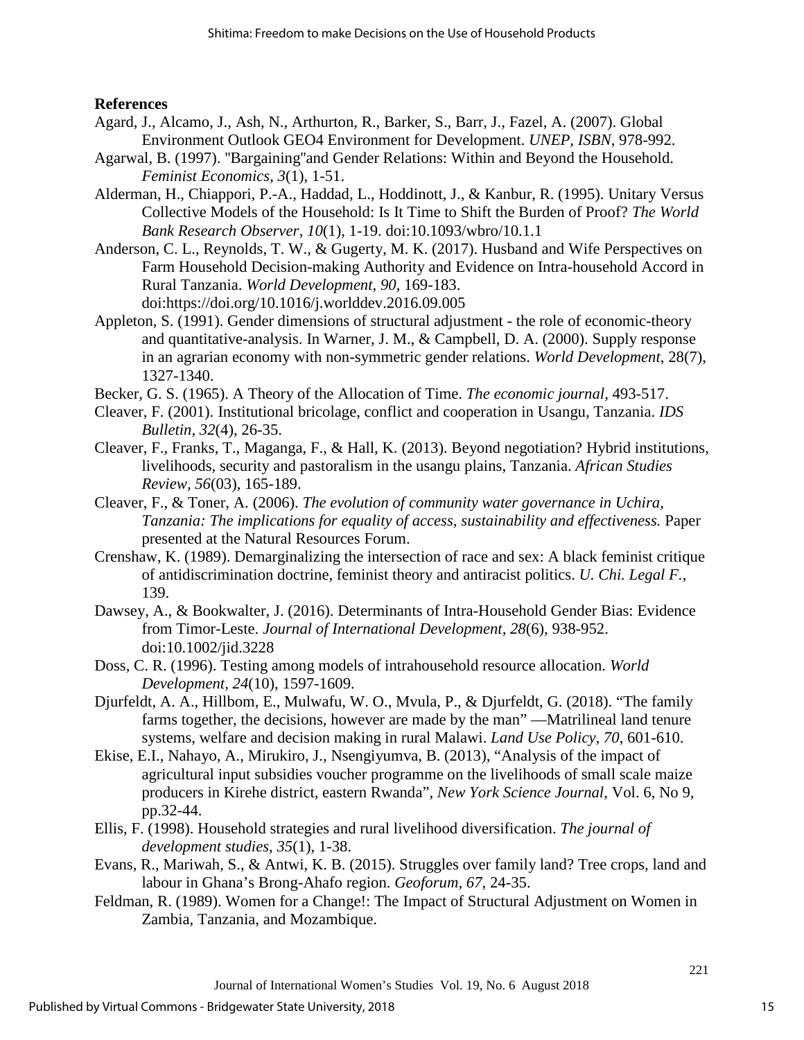**References**

Agard, J., Alcamo, J., Ash, N., Arthurton, R., Barker, S., Barr, J., Fazel, A. (2007). Global Environment Outlook GEO4 Environment for Development. *UNEP, ISBN*, 978-992.

Agarwal, B. (1997). "Bargaining"and Gender Relations: Within and Beyond the Household. *Feminist Economics, 3*(1), 1-51.

Alderman, H., Chiappori, P.-A., Haddad, L., Hoddinott, J., & Kanbur, R. (1995). Unitary Versus Collective Models of the Household: Is It Time to Shift the Burden of Proof? *The World Bank Research Observer, 10*(1), 1-19. doi:10.1093/wbro/10.1.1

Anderson, C. L., Reynolds, T. W., & Gugerty, M. K. (2017). Husband and Wife Perspectives on Farm Household Decision-making Authority and Evidence on Intra-household Accord in Rural Tanzania. *World Development, 90*, 169-183. doi:https://doi.org/10.1016/j.worlddev.2016.09.005

Appleton, S. (1991). Gender dimensions of structural adjustment - the role of economic-theory and quantitative-analysis. In Warner, J. M., & Campbell, D. A. (2000). Supply response in an agrarian economy with non-symmetric gender relations. *World Development*, 28(7), 1327-1340.

Becker, G. S. (1965). A Theory of the Allocation of Time. *The economic journal*, 493-517.

Cleaver, F. (2001). Institutional bricolage, conflict and cooperation in Usangu, Tanzania. *IDS Bulletin, 32*(4), 26-35.

Cleaver, F., Franks, T., Maganga, F., & Hall, K. (2013). Beyond negotiation? Hybrid institutions, livelihoods, security and pastoralism in the usangu plains, Tanzania. *African Studies Review, 56*(03), 165-189.

Cleaver, F., & Toner, A. (2006). *The evolution of community water governance in Uchira, Tanzania: The implications for equality of access, sustainability and effectiveness.* Paper presented at the Natural Resources Forum.

Crenshaw, K. (1989). Demarginalizing the intersection of race and sex: A black feminist critique of antidiscrimination doctrine, feminist theory and antiracist politics. *U. Chi. Legal F.*, 139.

Dawsey, A., & Bookwalter, J. (2016). Determinants of Intra-Household Gender Bias: Evidence from Timor-Leste. *Journal of International Development, 28*(6), 938-952. doi:10.1002/jid.3228

Doss, C. R. (1996). Testing among models of intrahousehold resource allocation. *World Development, 24*(10), 1597-1609.

Djurfeldt, A. A., Hillbom, E., Mulwafu, W. O., Mvula, P., & Djurfeldt, G. (2018). "The family farms together, the decisions, however are made by the man" —Matrilineal land tenure systems, welfare and decision making in rural Malawi. *Land Use Policy, 70*, 601-610.

Ekise, E.I., Nahayo, A., Mirukiro, J., Nsengiyumva, B. (2013), "Analysis of the impact of agricultural input subsidies voucher programme on the livelihoods of small scale maize producers in Kirehe district, eastern Rwanda", *New York Science Journal*, Vol. 6, No 9, pp.32-44.

Ellis, F. (1998). Household strategies and rural livelihood diversification. *The journal of development studies, 35*(1), 1-38.

Evans, R., Mariwah, S., & Antwi, K. B. (2015). Struggles over family land? Tree crops, land and labour in Ghana's Brong-Ahafo region. *Geoforum, 67*, 24-35.

Feldman, R. (1989). Women for a Change!: The Impact of Structural Adjustment on Women in Zambia, Tanzania, and Mozambique.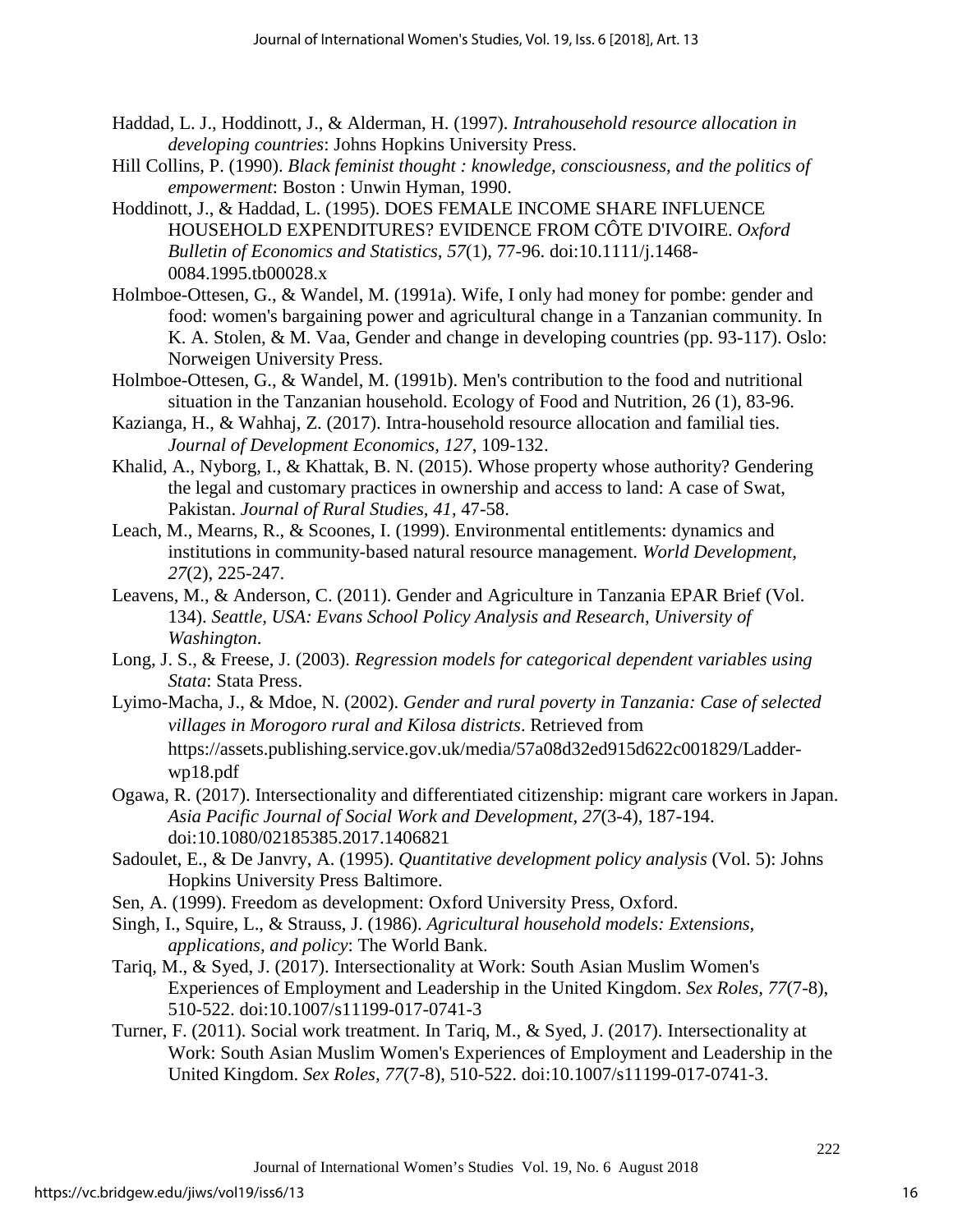Haddad, L. J., Hoddinott, J., & Alderman, H. (1997). *Intrahousehold resource allocation in developing countries*: Johns Hopkins University Press.

Hill Collins, P. (1990). *Black feminist thought : knowledge, consciousness, and the politics of empowerment*: Boston : Unwin Hyman, 1990.

Hoddinott, J., & Haddad, L. (1995). DOES FEMALE INCOME SHARE INFLUENCE HOUSEHOLD EXPENDITURES? EVIDENCE FROM CÔTE D'IVOIRE. *Oxford Bulletin of Economics and Statistics, 57*(1), 77-96. doi:10.1111/j.1468-0084.1995.tb00028.x

Holmboe-Ottesen, G., & Wandel, M. (1991a). Wife, I only had money for pombe: gender and food: women's bargaining power and agricultural change in a Tanzanian community. In K. A. Stolen, & M. Vaa, Gender and change in developing countries (pp. 93-117). Oslo: Norweigen University Press.

Holmboe-Ottesen, G., & Wandel, M. (1991b). Men's contribution to the food and nutritional situation in the Tanzanian household. Ecology of Food and Nutrition, 26 (1), 83-96.

Kazianga, H., & Wahhaj, Z. (2017). Intra-household resource allocation and familial ties. *Journal of Development Economics, 127*, 109-132.

Khalid, A., Nyborg, I., & Khattak, B. N. (2015). Whose property whose authority? Gendering the legal and customary practices in ownership and access to land: A case of Swat, Pakistan. *Journal of Rural Studies, 41*, 47-58.

Leach, M., Mearns, R., & Scoones, I. (1999). Environmental entitlements: dynamics and institutions in community-based natural resource management. *World Development, 27*(2), 225-247.

Leavens, M., & Anderson, C. (2011). Gender and Agriculture in Tanzania EPAR Brief (Vol. 134). *Seattle, USA: Evans School Policy Analysis and Research, University of Washington*.

Long, J. S., & Freese, J. (2003). *Regression models for categorical dependent variables using Stata*: Stata Press.

Lyimo-Macha, J., & Mdoe, N. (2002). *Gender and rural poverty in Tanzania: Case of selected villages in Morogoro rural and Kilosa districts*. Retrieved from https://assets.publishing.service.gov.uk/media/57a08d32ed915d622c001829/Ladder-wp18.pdf

Ogawa, R. (2017). Intersectionality and differentiated citizenship: migrant care workers in Japan. *Asia Pacific Journal of Social Work and Development, 27*(3-4), 187-194. doi:10.1080/02185385.2017.1406821

Sadoulet, E., & De Janvry, A. (1995). *Quantitative development policy analysis* (Vol. 5): Johns Hopkins University Press Baltimore.

Sen, A. (1999). Freedom as development: Oxford University Press, Oxford.

Singh, I., Squire, L., & Strauss, J. (1986). *Agricultural household models: Extensions, applications, and policy*: The World Bank.

Tariq, M., & Syed, J. (2017). Intersectionality at Work: South Asian Muslim Women's Experiences of Employment and Leadership in the United Kingdom. *Sex Roles, 77*(7-8), 510-522. doi:10.1007/s11199-017-0741-3

Turner, F. (2011). Social work treatment. In Tariq, M., & Syed, J. (2017). Intersectionality at Work: South Asian Muslim Women's Experiences of Employment and Leadership in the United Kingdom. *Sex Roles, 77*(7-8), 510-522. doi:10.1007/s11199-017-0741-3.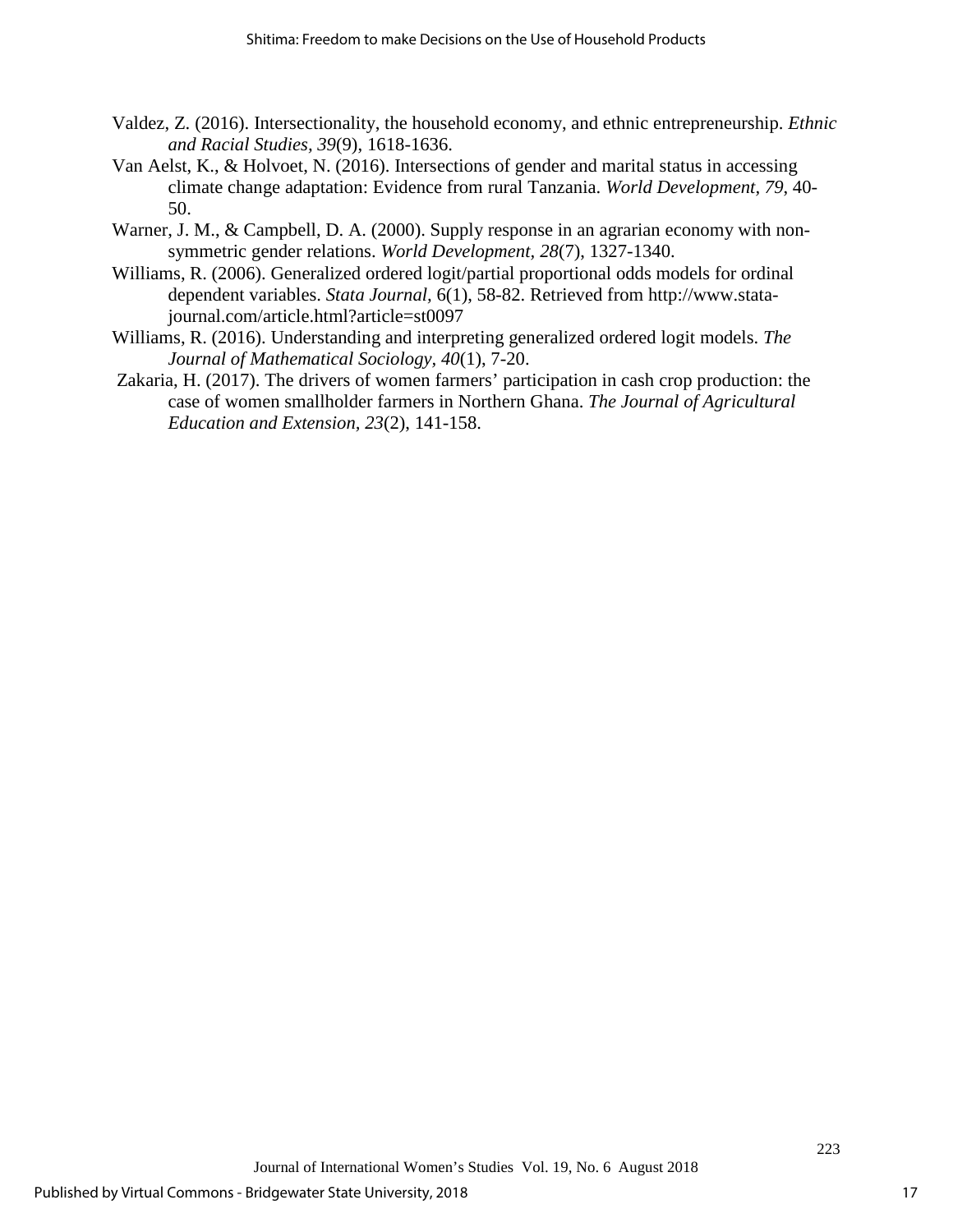Valdez, Z. (2016). Intersectionality, the household economy, and ethnic entrepreneurship. *Ethnic and Racial Studies, 39*(9), 1618-1636.

Van Aelst, K., & Holvoet, N. (2016). Intersections of gender and marital status in accessing climate change adaptation: Evidence from rural Tanzania. *World Development, 79*, 40-50.

Warner, J. M., & Campbell, D. A. (2000). Supply response in an agrarian economy with non-symmetric gender relations. *World Development, 28*(7), 1327-1340.

Williams, R. (2006). Generalized ordered logit/partial proportional odds models for ordinal dependent variables. *Stata Journal,* 6(1), 58-82. Retrieved from http://www.stata-journal.com/article.html?article=st0097

Williams, R. (2016). Understanding and interpreting generalized ordered logit models. *The Journal of Mathematical Sociology, 40*(1), 7-20.

Zakaria, H. (2017). The drivers of women farmers' participation in cash crop production: the case of women smallholder farmers in Northern Ghana. *The Journal of Agricultural Education and Extension, 23*(2), 141-158.